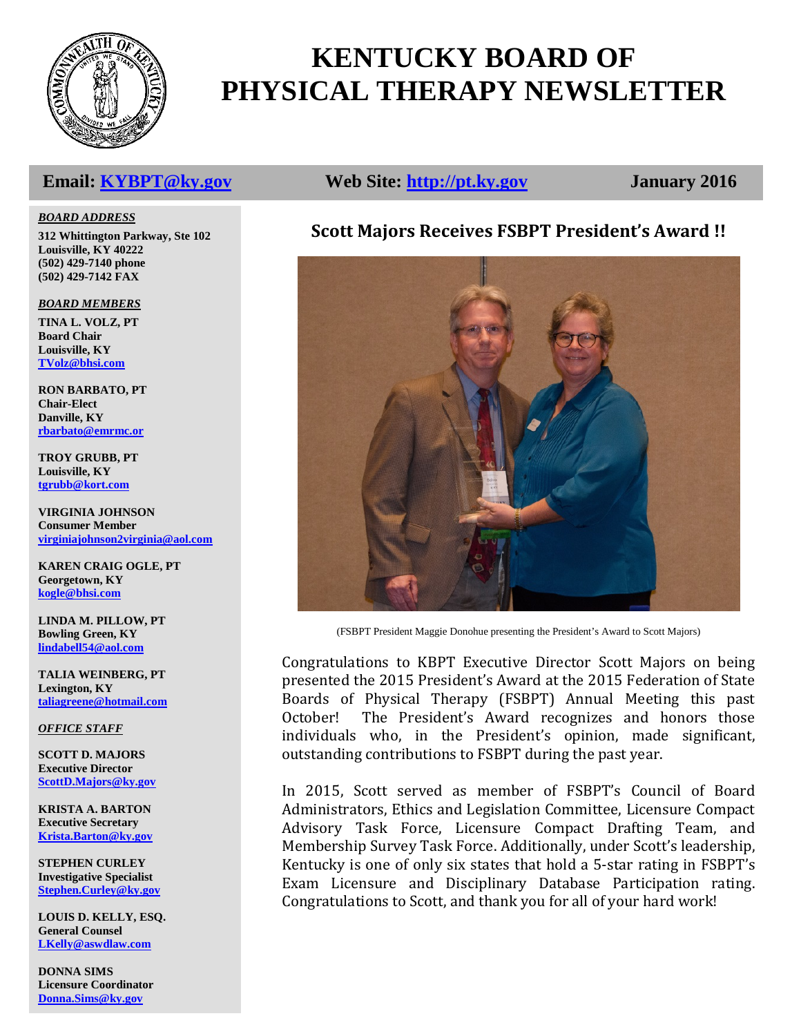# KENTUCKY BOARD OF PHYSICAL THERAPY NEWSLETTER

**Email: KYBPT@ky.gov** | **Web Site: http://pt.ky.gov** | **January 2016**

***BOARD ADDRESS***

**312 Whittington Parkway, Ste 102**
**Louisville, KY 40222**
**(502) 429-7140 phone**
**(502) 429-7142 FAX**

***BOARD MEMBERS***

**TINA L. VOLZ, PT**
**Board Chair**
**Louisville, KY**
**TVolz@bhsi.com**

**RON BARBATO, PT**
**Chair-Elect**
**Danville, KY**
**rbarbato@emrmc.or**

**TROY GRUBB, PT**
**Louisville, KY**
**tgrubb@kort.com**

**VIRGINIA JOHNSON**
**Consumer Member**
**virginiajohnson2virginia@aol.com**

**KAREN CRAIG OGLE, PT**
**Georgetown, KY**
**kogle@bhsi.com**

**LINDA M. PILLOW, PT**
**Bowling Green, KY**
**lindabell54@aol.com**

**TALIA WEINBERG, PT**
**Lexington, KY**
**taliagreene@hotmail.com**

***OFFICE STAFF***

**SCOTT D. MAJORS**
**Executive Director**
**ScottD.Majors@ky.gov**

**KRISTA A. BARTON**
**Executive Secretary**
**Krista.Barton@ky.gov**

**STEPHEN CURLEY**
**Investigative Specialist**
**Stephen.Curley@ky.gov**

**LOUIS D. KELLY, ESQ.**
**General Counsel**
**LKelly@aswdlaw.com**

**DONNA SIMS**
**Licensure Coordinator**
**Donna.Sims@ky.gov**

## Scott Majors Receives FSBPT President's Award !!

(FSBPT President Maggie Donohue presenting the President's Award to Scott Majors)

Congratulations to KBPT Executive Director Scott Majors on being presented the 2015 President's Award at the 2015 Federation of State Boards of Physical Therapy (FSBPT) Annual Meeting this past October! The President's Award recognizes and honors those individuals who, in the President's opinion, made significant, outstanding contributions to FSBPT during the past year.

In 2015, Scott served as member of FSBPT's Council of Board Administrators, Ethics and Legislation Committee, Licensure Compact Advisory Task Force, Licensure Compact Drafting Team, and Membership Survey Task Force. Additionally, under Scott's leadership, Kentucky is one of only six states that hold a 5-star rating in FSBPT's Exam Licensure and Disciplinary Database Participation rating. Congratulations to Scott, and thank you for all of your hard work!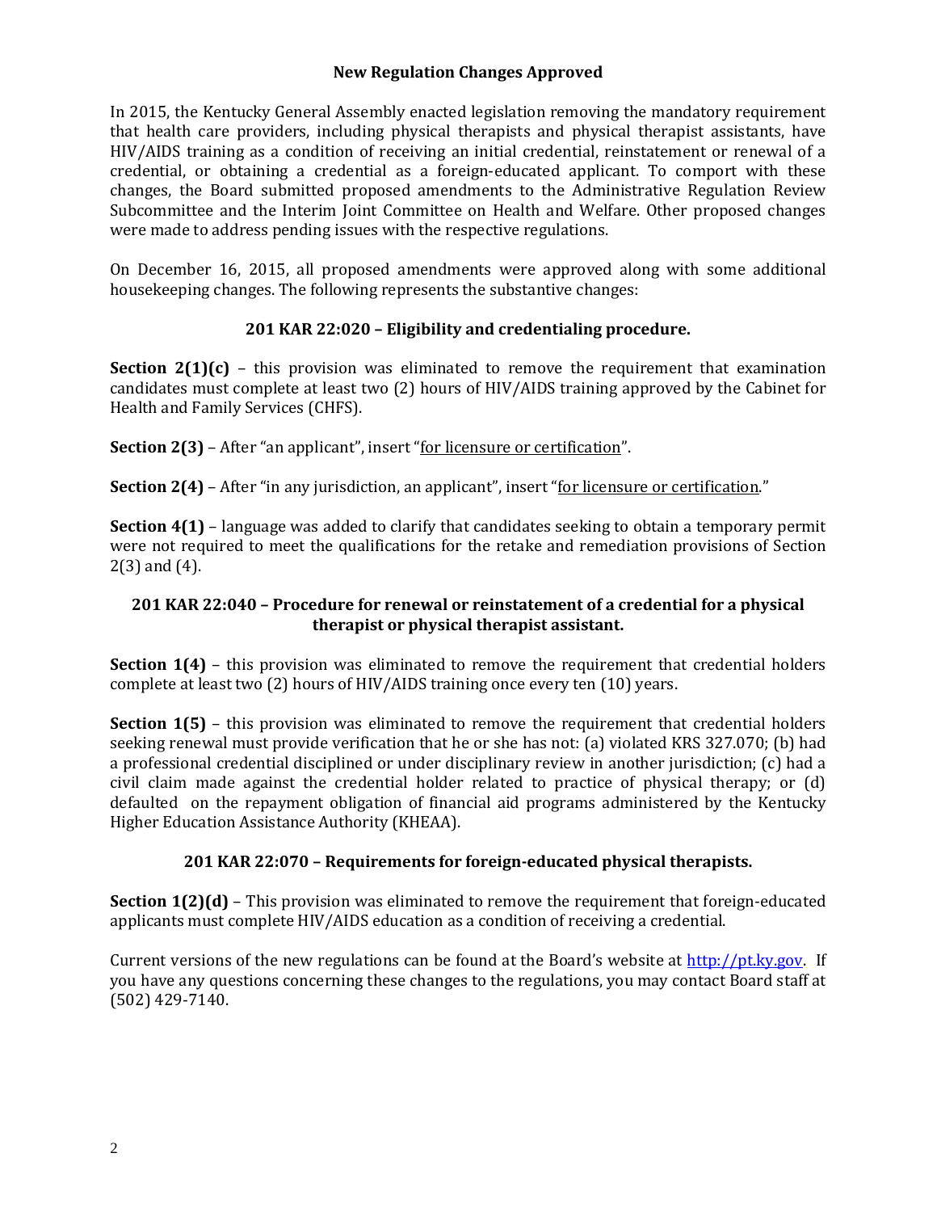## New Regulation Changes Approved

In 2015, the Kentucky General Assembly enacted legislation removing the mandatory requirement that health care providers, including physical therapists and physical therapist assistants, have HIV/AIDS training as a condition of receiving an initial credential, reinstatement or renewal of a credential, or obtaining a credential as a foreign-educated applicant. To comport with these changes, the Board submitted proposed amendments to the Administrative Regulation Review Subcommittee and the Interim Joint Committee on Health and Welfare. Other proposed changes were made to address pending issues with the respective regulations.

On December 16, 2015, all proposed amendments were approved along with some additional housekeeping changes. The following represents the substantive changes:

### 201 KAR 22:020 – Eligibility and credentialing procedure.

**Section 2(1)(c)** – this provision was eliminated to remove the requirement that examination candidates must complete at least two (2) hours of HIV/AIDS training approved by the Cabinet for Health and Family Services (CHFS).

**Section 2(3)** – After "an applicant", insert "<u>for licensure or certification</u>".

**Section 2(4)** – After "in any jurisdiction, an applicant", insert "<u>for licensure or certification</u>."

**Section 4(1)** – language was added to clarify that candidates seeking to obtain a temporary permit were not required to meet the qualifications for the retake and remediation provisions of Section 2(3) and (4).

### 201 KAR 22:040 – Procedure for renewal or reinstatement of a credential for a physical therapist or physical therapist assistant.

**Section 1(4)** – this provision was eliminated to remove the requirement that credential holders complete at least two (2) hours of HIV/AIDS training once every ten (10) years.

**Section 1(5)** – this provision was eliminated to remove the requirement that credential holders seeking renewal must provide verification that he or she has not: (a) violated KRS 327.070; (b) had a professional credential disciplined or under disciplinary review in another jurisdiction; (c) had a civil claim made against the credential holder related to practice of physical therapy; or (d) defaulted on the repayment obligation of financial aid programs administered by the Kentucky Higher Education Assistance Authority (KHEAA).

### 201 KAR 22:070 – Requirements for foreign-educated physical therapists.

**Section 1(2)(d)** – This provision was eliminated to remove the requirement that foreign-educated applicants must complete HIV/AIDS education as a condition of receiving a credential.

Current versions of the new regulations can be found at the Board's website at [http://pt.ky.gov](http://pt.ky.gov). If you have any questions concerning these changes to the regulations, you may contact Board staff at (502) 429-7140.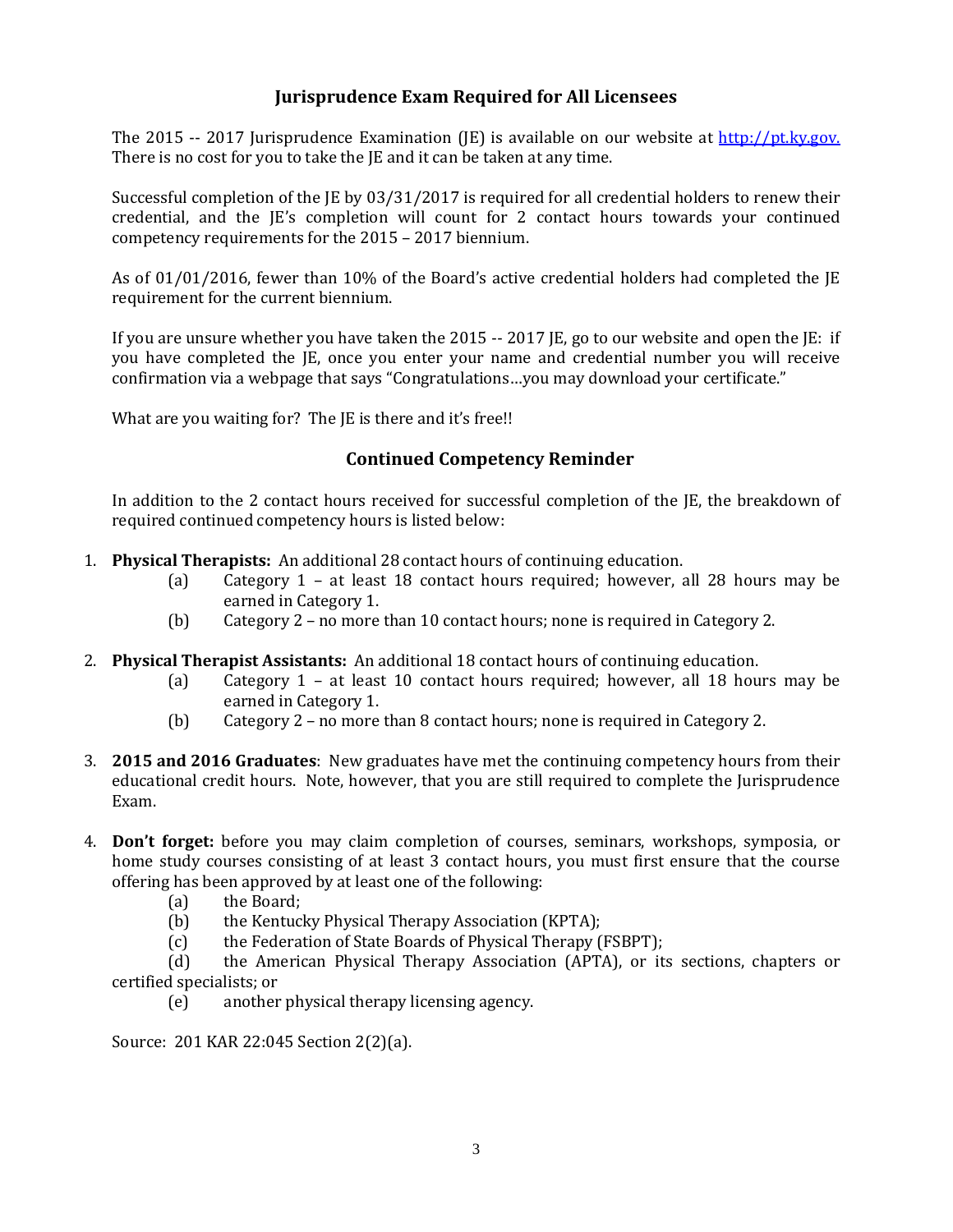## Jurisprudence Exam Required for All Licensees

The 2015 -- 2017 Jurisprudence Examination (JE) is available on our website at [http://pt.ky.gov.](http://pt.ky.gov.) There is no cost for you to take the JE and it can be taken at any time.

Successful completion of the JE by 03/31/2017 is required for all credential holders to renew their credential, and the JE's completion will count for 2 contact hours towards your continued competency requirements for the 2015 – 2017 biennium.

As of 01/01/2016, fewer than 10% of the Board's active credential holders had completed the JE requirement for the current biennium.

If you are unsure whether you have taken the 2015 -- 2017 JE, go to our website and open the JE: if you have completed the JE, once you enter your name and credential number you will receive confirmation via a webpage that says "Congratulations…you may download your certificate."

What are you waiting for? The JE is there and it's free!!

## Continued Competency Reminder

In addition to the 2 contact hours received for successful completion of the JE, the breakdown of required continued competency hours is listed below:

1. **Physical Therapists:** An additional 28 contact hours of continuing education.
   - (a) Category 1 – at least 18 contact hours required; however, all 28 hours may be earned in Category 1.
   - (b) Category 2 – no more than 10 contact hours; none is required in Category 2.

2. **Physical Therapist Assistants:** An additional 18 contact hours of continuing education.
   - (a) Category 1 – at least 10 contact hours required; however, all 18 hours may be earned in Category 1.
   - (b) Category 2 – no more than 8 contact hours; none is required in Category 2.

3. **2015 and 2016 Graduates**: New graduates have met the continuing competency hours from their educational credit hours. Note, however, that you are still required to complete the Jurisprudence Exam.

4. **Don't forget:** before you may claim completion of courses, seminars, workshops, symposia, or home study courses consisting of at least 3 contact hours, you must first ensure that the course offering has been approved by at least one of the following:
   - (a) the Board;
   - (b) the Kentucky Physical Therapy Association (KPTA);
   - (c) the Federation of State Boards of Physical Therapy (FSBPT);
   - (d) the American Physical Therapy Association (APTA), or its sections, chapters or certified specialists; or
   - (e) another physical therapy licensing agency.

Source: 201 KAR 22:045 Section 2(2)(a).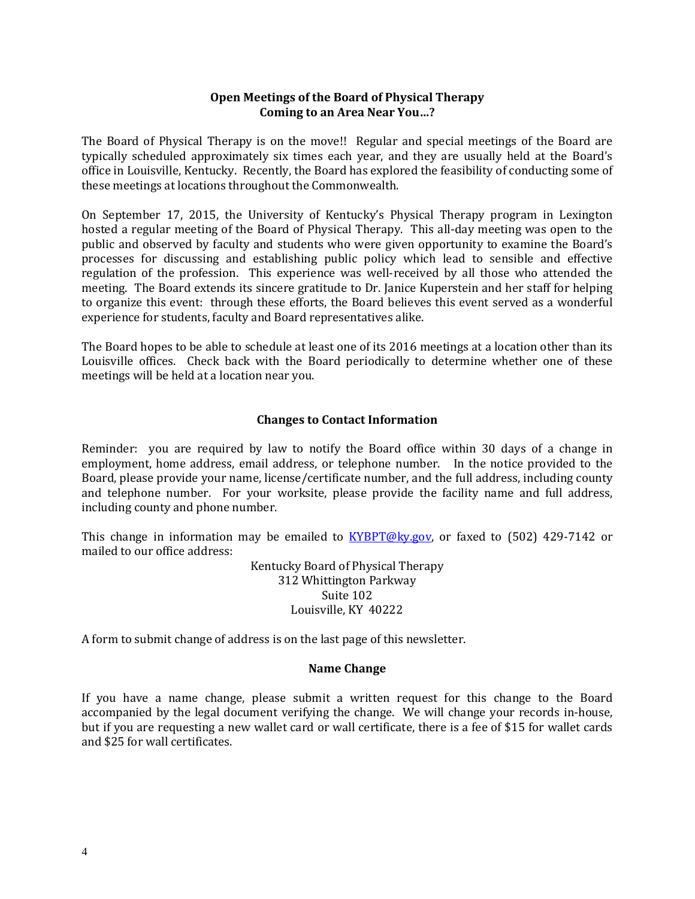## Open Meetings of the Board of Physical Therapy
## Coming to an Area Near You…?

The Board of Physical Therapy is on the move!! Regular and special meetings of the Board are typically scheduled approximately six times each year, and they are usually held at the Board's office in Louisville, Kentucky. Recently, the Board has explored the feasibility of conducting some of these meetings at locations throughout the Commonwealth.

On September 17, 2015, the University of Kentucky's Physical Therapy program in Lexington hosted a regular meeting of the Board of Physical Therapy. This all-day meeting was open to the public and observed by faculty and students who were given opportunity to examine the Board's processes for discussing and establishing public policy which lead to sensible and effective regulation of the profession. This experience was well-received by all those who attended the meeting. The Board extends its sincere gratitude to Dr. Janice Kuperstein and her staff for helping to organize this event: through these efforts, the Board believes this event served as a wonderful experience for students, faculty and Board representatives alike.

The Board hopes to be able to schedule at least one of its 2016 meetings at a location other than its Louisville offices. Check back with the Board periodically to determine whether one of these meetings will be held at a location near you.

## Changes to Contact Information

Reminder: you are required by law to notify the Board office within 30 days of a change in employment, home address, email address, or telephone number. In the notice provided to the Board, please provide your name, license/certificate number, and the full address, including county and telephone number. For your worksite, please provide the facility name and full address, including county and phone number.

This change in information may be emailed to KYBPT@ky.gov, or faxed to (502) 429-7142 or mailed to our office address:

Kentucky Board of Physical Therapy
312 Whittington Parkway
Suite 102
Louisville, KY 40222

A form to submit change of address is on the last page of this newsletter.

## Name Change

If you have a name change, please submit a written request for this change to the Board accompanied by the legal document verifying the change. We will change your records in-house, but if you are requesting a new wallet card or wall certificate, there is a fee of $15 for wallet cards and $25 for wall certificates.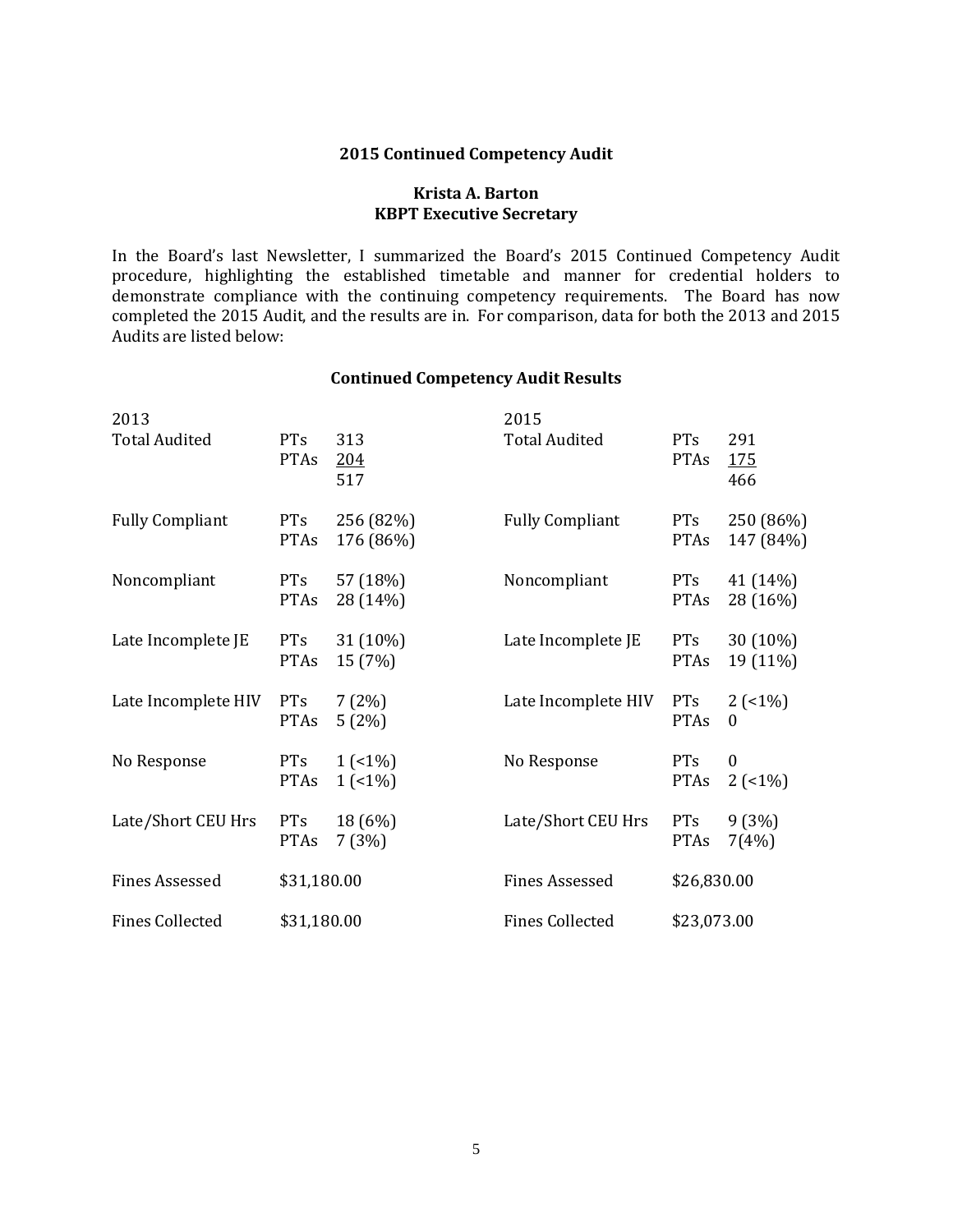## 2015 Continued Competency Audit

**Krista A. Barton**
**KBPT Executive Secretary**

In the Board's last Newsletter, I summarized the Board's 2015 Continued Competency Audit procedure, highlighting the established timetable and manner for credential holders to demonstrate compliance with the continuing competency requirements. The Board has now completed the 2015 Audit, and the results are in. For comparison, data for both the 2013 and 2015 Audits are listed below:

### Continued Competency Audit Results

| 2013 | | | 2015 | | |
|---|---|---|---|---|---|
| Total Audited | PTs | 313 | Total Audited | PTs | 291 |
| | PTAs | 204 | | PTAs | 175 |
| | | 517 | | | 466 |
| Fully Compliant | PTs | 256 (82%) | Fully Compliant | PTs | 250 (86%) |
| | PTAs | 176 (86%) | | PTAs | 147 (84%) |
| Noncompliant | PTs | 57 (18%) | Noncompliant | PTs | 41 (14%) |
| | PTAs | 28 (14%) | | PTAs | 28 (16%) |
| Late Incomplete JE | PTs | 31 (10%) | Late Incomplete JE | PTs | 30 (10%) |
| | PTAs | 15 (7%) | | PTAs | 19 (11%) |
| Late Incomplete HIV | PTs | 7 (2%) | Late Incomplete HIV | PTs | 2 (<1%) |
| | PTAs | 5 (2%) | | PTAs | 0 |
| No Response | PTs | 1 (<1%) | No Response | PTs | 0 |
| | PTAs | 1 (<1%) | | PTAs | 2 (<1%) |
| Late/Short CEU Hrs | PTs | 18 (6%) | Late/Short CEU Hrs | PTs | 9 (3%) |
| | PTAs | 7 (3%) | | PTAs | 7(4%) |
| Fines Assessed | $31,180.00 | | Fines Assessed | $26,830.00 | |
| Fines Collected | $31,180.00 | | Fines Collected | $23,073.00 | |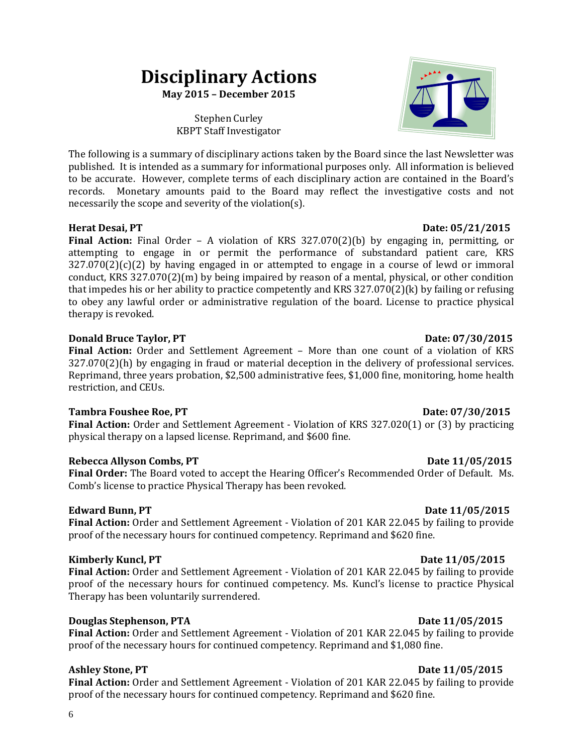# Disciplinary Actions

**May 2015 – December 2015**

Stephen Curley
KBPT Staff Investigator

The following is a summary of disciplinary actions taken by the Board since the last Newsletter was published. It is intended as a summary for informational purposes only. All information is believed to be accurate. However, complete terms of each disciplinary action are contained in the Board's records. Monetary amounts paid to the Board may reflect the investigative costs and not necessarily the scope and severity of the violation(s).

**Herat Desai, PT** **Date: 05/21/2015**
**Final Action:** Final Order – A violation of KRS 327.070(2)(b) by engaging in, permitting, or attempting to engage in or permit the performance of substandard patient care, KRS 327.070(2)(c)(2) by having engaged in or attempted to engage in a course of lewd or immoral conduct, KRS 327.070(2)(m) by being impaired by reason of a mental, physical, or other condition that impedes his or her ability to practice competently and KRS 327.070(2)(k) by failing or refusing to obey any lawful order or administrative regulation of the board. License to practice physical therapy is revoked.

**Donald Bruce Taylor, PT** **Date: 07/30/2015**
**Final Action:** Order and Settlement Agreement – More than one count of a violation of KRS 327.070(2)(h) by engaging in fraud or material deception in the delivery of professional services. Reprimand, three years probation, $2,500 administrative fees, $1,000 fine, monitoring, home health restriction, and CEUs.

**Tambra Foushee Roe, PT** **Date: 07/30/2015**
**Final Action:** Order and Settlement Agreement - Violation of KRS 327.020(1) or (3) by practicing physical therapy on a lapsed license. Reprimand, and $600 fine.

**Rebecca Allyson Combs, PT** **Date 11/05/2015**
**Final Order:** The Board voted to accept the Hearing Officer's Recommended Order of Default. Ms. Comb's license to practice Physical Therapy has been revoked.

**Edward Bunn, PT** **Date 11/05/2015**
**Final Action:** Order and Settlement Agreement - Violation of 201 KAR 22.045 by failing to provide proof of the necessary hours for continued competency. Reprimand and $620 fine.

**Kimberly Kuncl, PT** **Date 11/05/2015**
**Final Action:** Order and Settlement Agreement - Violation of 201 KAR 22.045 by failing to provide proof of the necessary hours for continued competency. Ms. Kuncl's license to practice Physical Therapy has been voluntarily surrendered.

**Douglas Stephenson, PTA** **Date 11/05/2015**
**Final Action:** Order and Settlement Agreement - Violation of 201 KAR 22.045 by failing to provide proof of the necessary hours for continued competency. Reprimand and $1,080 fine.

**Ashley Stone, PT** **Date 11/05/2015**
**Final Action:** Order and Settlement Agreement - Violation of 201 KAR 22.045 by failing to provide proof of the necessary hours for continued competency. Reprimand and $620 fine.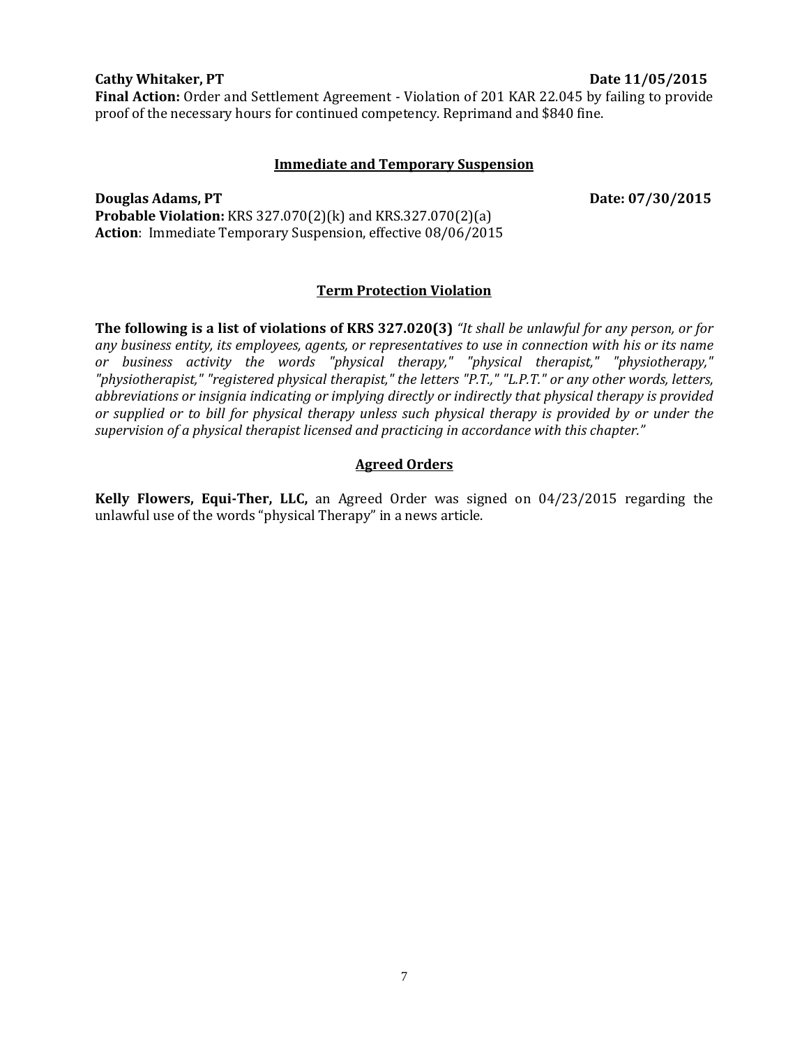**Cathy Whitaker, PT** **Date 11/05/2015**
**Final Action:** Order and Settlement Agreement - Violation of 201 KAR 22.045 by failing to provide proof of the necessary hours for continued competency. Reprimand and $840 fine.

## Immediate and Temporary Suspension

**Douglas Adams, PT** **Date: 07/30/2015**
**Probable Violation:** KRS 327.070(2)(k) and KRS.327.070(2)(a)
**Action**: Immediate Temporary Suspension, effective 08/06/2015

## Term Protection Violation

**The following is a list of violations of KRS 327.020(3)** *"It shall be unlawful for any person, or for any business entity, its employees, agents, or representatives to use in connection with his or its name or business activity the words "physical therapy," "physical therapist," "physiotherapy," "physiotherapist," "registered physical therapist," the letters "P.T.," "L.P.T." or any other words, letters, abbreviations or insignia indicating or implying directly or indirectly that physical therapy is provided or supplied or to bill for physical therapy unless such physical therapy is provided by or under the supervision of a physical therapist licensed and practicing in accordance with this chapter."*

## Agreed Orders

**Kelly Flowers, Equi-Ther, LLC,** an Agreed Order was signed on 04/23/2015 regarding the unlawful use of the words "physical Therapy" in a news article.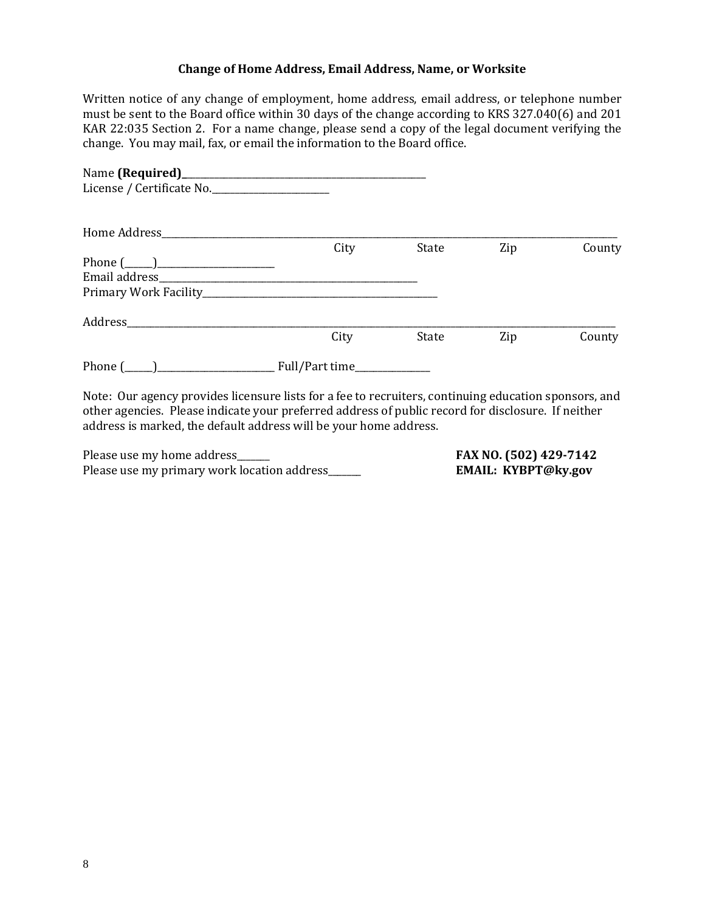## Change of Home Address, Email Address, Name, or Worksite

Written notice of any change of employment, home address, email address, or telephone number must be sent to the Board office within 30 days of the change according to KRS 327.040(6) and 201 KAR 22:035 Section 2. For a name change, please send a copy of the legal document verifying the change. You may mail, fax, or email the information to the Board office.

Name **(Required)**_______________________________________________

License / Certificate No.______________________

Home Address_____________________________________________________________________________________________

City State Zip County

Phone (_____)______________________

Email address__________________________________________________

Primary Work Facility_____________________________________________

Address__________________________________________________________________________________________________

City State Zip County

Phone (_____)______________________ Full/Part time______________

Note: Our agency provides licensure lists for a fee to recruiters, continuing education sponsors, and other agencies. Please indicate your preferred address of public record for disclosure. If neither address is marked, the default address will be your home address.

Please use my home address______

Please use my primary work location address______

**FAX NO. (502) 429-7142**

**EMAIL: KYBPT@ky.gov**